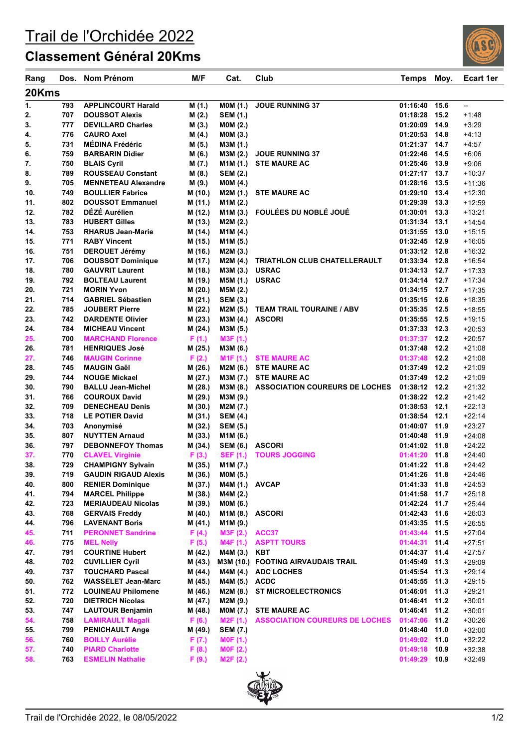# Trail de l'Orchidée 2022

## Classement Général 20Kms

| Rang | Dos. | Nom Prénom | M/F | Cat. | Club | Temps | Moy. | Ecart 1er |
|---|---|---|---|---|---|---|---|---|
| **20Kms** | | | | | | | | |
| 1. | 793 | APPLINCOURT Harald | M (1.) | M0M (1.) | JOUE RUNNING 37 | 01:16:40 | 15.6 | -- |
| 2. | 707 | DOUSSOT Alexis | M (2.) | SEM (1.) | | 01:18:28 | 15.2 | +1:48 |
| 3. | 777 | DEVILLARD Charles | M (3.) | M0M (2.) | | 01:20:09 | 14.9 | +3:29 |
| 4. | 776 | CAURO Axel | M (4.) | M0M (3.) | | 01:20:53 | 14.8 | +4:13 |
| 5. | 731 | MÉDINA Frédéric | M (5.) | M3M (1.) | | 01:21:37 | 14.7 | +4:57 |
| 6. | 759 | BARBARIN Didier | M (6.) | M3M (2.) | JOUE RUNNING 37 | 01:22:46 | 14.5 | +6:06 |
| 7. | 750 | BLAIS Cyril | M (7.) | M1M (1.) | STE MAURE AC | 01:25:46 | 13.9 | +9:06 |
| 8. | 789 | ROUSSEAU Constant | M (8.) | SEM (2.) | | 01:27:17 | 13.7 | +10:37 |
| 9. | 705 | MENNETEAU Alexandre | M (9.) | M0M (4.) | | 01:28:16 | 13.5 | +11:36 |
| 10. | 749 | BOULLIER Fabrice | M (10.) | M2M (1.) | STE MAURE AC | 01:29:10 | 13.4 | +12:30 |
| 11. | 802 | DOUSSOT Emmanuel | M (11.) | M1M (2.) | | 01:29:39 | 13.3 | +12:59 |
| 12. | 782 | DÉZÉ Aurélien | M (12.) | M1M (3.) | FOULÉES DU NOBLÉ JOUÉ | 01:30:01 | 13.3 | +13:21 |
| 13. | 783 | HUBERT Gilles | M (13.) | M2M (2.) | | 01:31:34 | 13.1 | +14:54 |
| 14. | 753 | RHARUS Jean-Marie | M (14.) | M1M (4.) | | 01:31:55 | 13.0 | +15:15 |
| 15. | 771 | RABY Vincent | M (15.) | M1M (5.) | | 01:32:45 | 12.9 | +16:05 |
| 16. | 751 | DEROUET Jérémy | M (16.) | M2M (3.) | | 01:33:12 | 12.8 | +16:32 |
| 17. | 706 | DOUSSOT Dominique | M (17.) | M2M (4.) | TRIATHLON CLUB CHATELLERAULT | 01:33:34 | 12.8 | +16:54 |
| 18. | 780 | GAUVRIT Laurent | M (18.) | M3M (3.) | USRAC | 01:34:13 | 12.7 | +17:33 |
| 19. | 792 | BOLTEAU Laurent | M (19.) | M5M (1.) | USRAC | 01:34:14 | 12.7 | +17:34 |
| 20. | 721 | MORIN Yvon | M (20.) | M5M (2.) | | 01:34:15 | 12.7 | +17:35 |
| 21. | 714 | GABRIEL Sébastien | M (21.) | SEM (3.) | | 01:35:15 | 12.6 | +18:35 |
| 22. | 785 | JOUBERT Pierre | M (22.) | M2M (5.) | TEAM TRAIL TOURAINE / ABV | 01:35:35 | 12.5 | +18:55 |
| 23. | 742 | DARDENTE Olivier | M (23.) | M3M (4.) | ASCORI | 01:35:55 | 12.5 | +19:15 |
| 24. | 784 | MICHEAU Vincent | M (24.) | M3M (5.) | | 01:37:33 | 12.3 | +20:53 |
| 25. | 700 | MARCHAND Florence | F (1.) | M3F (1.) | | 01:37:37 | 12.2 | +20:57 |
| 26. | 781 | HENRIQUES José | M (25.) | M3M (6.) | | 01:37:48 | 12.2 | +21:08 |
| 27. | 746 | MAUGIN Corinne | F (2.) | M1F (1.) | STE MAURE AC | 01:37:48 | 12.2 | +21:08 |
| 28. | 745 | MAUGIN Gaël | M (26.) | M2M (6.) | STE MAURE AC | 01:37:49 | 12.2 | +21:09 |
| 29. | 744 | NOUGE Mickael | M (27.) | M3M (7.) | STE MAURE AC | 01:37:49 | 12.2 | +21:09 |
| 30. | 790 | BALLU Jean-Michel | M (28.) | M3M (8.) | ASSOCIATION COUREURS DE LOCHES | 01:38:12 | 12.2 | +21:32 |
| 31. | 766 | COUROUX David | M (29.) | M3M (9.) | | 01:38:22 | 12.2 | +21:42 |
| 32. | 709 | DENECHEAU Denis | M (30.) | M2M (7.) | | 01:38:53 | 12.1 | +22:13 |
| 33. | 718 | LE POTIER David | M (31.) | SEM (4.) | | 01:38:54 | 12.1 | +22:14 |
| 34. | 703 | Anonymisé | M (32.) | SEM (5.) | | 01:40:07 | 11.9 | +23:27 |
| 35. | 807 | NUYTTEN Arnaud | M (33.) | M1M (6.) | | 01:40:48 | 11.9 | +24:08 |
| 36. | 797 | DEBONNEFOY Thomas | M (34.) | SEM (6.) | ASCORI | 01:41:02 | 11.8 | +24:22 |
| 37. | 770 | CLAVEL Virginie | F (3.) | SEF (1.) | TOURS JOGGING | 01:41:20 | 11.8 | +24:40 |
| 38. | 729 | CHAMPIGNY Sylvain | M (35.) | M1M (7.) | | 01:41:22 | 11.8 | +24:42 |
| 39. | 719 | GAUDIN RIGAUD Alexis | M (36.) | M0M (5.) | | 01:41:26 | 11.8 | +24:46 |
| 40. | 800 | RENIER Dominique | M (37.) | M4M (1.) | AVCAP | 01:41:33 | 11.8 | +24:53 |
| 41. | 794 | MARCEL Philippe | M (38.) | M4M (2.) | | 01:41:58 | 11.7 | +25:18 |
| 42. | 723 | MERIAUDEAU Nicolas | M (39.) | M0M (6.) | | 01:42:24 | 11.7 | +25:44 |
| 43. | 768 | GERVAIS Freddy | M (40.) | M1M (8.) | ASCORI | 01:42:43 | 11.6 | +26:03 |
| 44. | 796 | LAVENANT Boris | M (41.) | M1M (9.) | | 01:43:35 | 11.5 | +26:55 |
| 45. | 711 | PERONNET Sandrine | F (4.) | M3F (2.) | ACC37 | 01:43:44 | 11.5 | +27:04 |
| 46. | 775 | MEL Nelly | F (5.) | M4F (1.) | ASPTT TOURS | 01:44:31 | 11.4 | +27:51 |
| 47. | 791 | COURTINE Hubert | M (42.) | M4M (3.) | KBT | 01:44:37 | 11.4 | +27:57 |
| 48. | 702 | CUVILLIER Cyril | M (43.) | M3M (10.) | FOOTING AIRVAUDAIS TRAIL | 01:45:49 | 11.3 | +29:09 |
| 49. | 737 | TOUCHARD Pascal | M (44.) | M4M (4.) | ADC LOCHES | 01:45:54 | 11.3 | +29:14 |
| 50. | 762 | WASSELET Jean-Marc | M (45.) | M4M (5.) | ACDC | 01:45:55 | 11.3 | +29:15 |
| 51. | 772 | LOUINEAU Philomene | M (46.) | M2M (8.) | ST MICROELECTRONICS | 01:46:01 | 11.3 | +29:21 |
| 52. | 720 | DIETRICH Nicolas | M (47.) | M2M (9.) | | 01:46:41 | 11.2 | +30:01 |
| 53. | 747 | LAUTOUR Benjamin | M (48.) | M0M (7.) | STE MAURE AC | 01:46:41 | 11.2 | +30:01 |
| 54. | 758 | LAMIRAULT Magali | F (6.) | M2F (1.) | ASSOCIATION COUREURS DE LOCHES | 01:47:06 | 11.2 | +30:26 |
| 55. | 799 | PENICHAULT Ange | M (49.) | SEM (7.) | | 01:48:40 | 11.0 | +32:00 |
| 56. | 760 | BOILLY Aurélie | F (7.) | M0F (1.) | | 01:49:02 | 11.0 | +32:22 |
| 57. | 740 | PIARD Charlotte | F (8.) | M0F (2.) | | 01:49:18 | 10.9 | +32:38 |
| 58. | 763 | ESMELIN Nathalie | F (9.) | M2F (2.) | | 01:49:29 | 10.9 | +32:49 |

Trail de l'Orchidée 2022, le 08/05/2022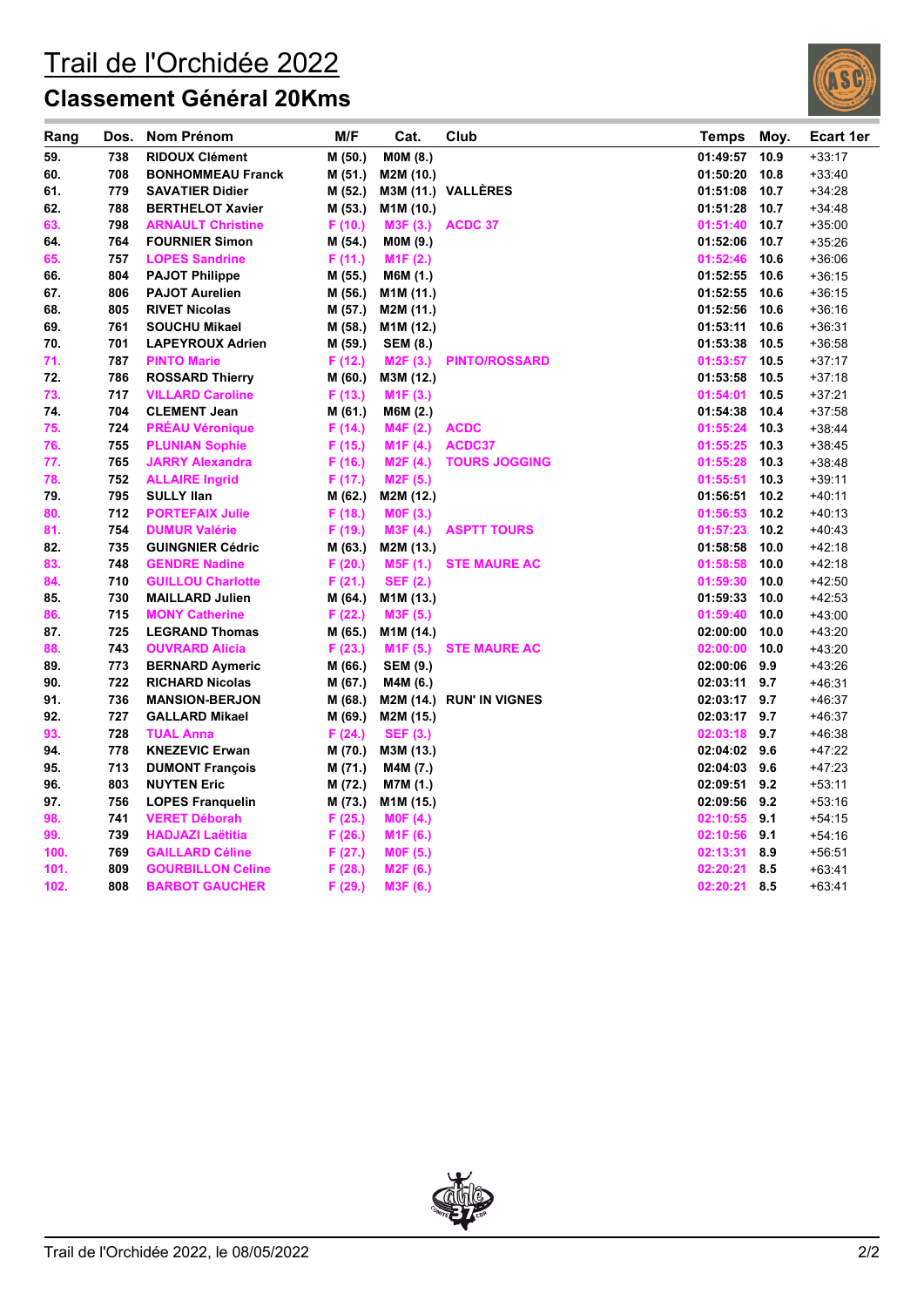# Trail de l'Orchidée 2022

## Classement Général 20Kms

| Rang | Dos. | Nom Prénom | M/F | Cat. | Club | Temps | Moy. | Ecart 1er |
|---|---|---|---|---|---|---|---|---|
| 59. | 738 | RIDOUX Clément | M (50.) | M0M (8.) | | 01:49:57 | 10.9 | +33:17 |
| 60. | 708 | BONHOMMEAU Franck | M (51.) | M2M (10.) | | 01:50:20 | 10.8 | +33:40 |
| 61. | 779 | SAVATIER Didier | M (52.) | M3M (11.) | VALLÈRES | 01:51:08 | 10.7 | +34:28 |
| 62. | 788 | BERTHELOT Xavier | M (53.) | M1M (10.) | | 01:51:28 | 10.7 | +34:48 |
| 63. | 798 | ARNAULT Christine | F (10.) | M3F (3.) | ACDC 37 | 01:51:40 | 10.7 | +35:00 |
| 64. | 764 | FOURNIER Simon | M (54.) | M0M (9.) | | 01:52:06 | 10.7 | +35:26 |
| 65. | 757 | LOPES Sandrine | F (11.) | M1F (2.) | | 01:52:46 | 10.6 | +36:06 |
| 66. | 804 | PAJOT Philippe | M (55.) | M6M (1.) | | 01:52:55 | 10.6 | +36:15 |
| 67. | 806 | PAJOT Aurelien | M (56.) | M1M (11.) | | 01:52:55 | 10.6 | +36:15 |
| 68. | 805 | RIVET Nicolas | M (57.) | M2M (11.) | | 01:52:56 | 10.6 | +36:16 |
| 69. | 761 | SOUCHU Mikael | M (58.) | M1M (12.) | | 01:53:11 | 10.6 | +36:31 |
| 70. | 701 | LAPEYROUX Adrien | M (59.) | SEM (8.) | | 01:53:38 | 10.5 | +36:58 |
| 71. | 787 | PINTO Marie | F (12.) | M2F (3.) | PINTO/ROSSARD | 01:53:57 | 10.5 | +37:17 |
| 72. | 786 | ROSSARD Thierry | M (60.) | M3M (12.) | | 01:53:58 | 10.5 | +37:18 |
| 73. | 717 | VILLARD Caroline | F (13.) | M1F (3.) | | 01:54:01 | 10.5 | +37:21 |
| 74. | 704 | CLEMENT Jean | M (61.) | M6M (2.) | | 01:54:38 | 10.4 | +37:58 |
| 75. | 724 | PRÉAU Véronique | F (14.) | M4F (2.) | ACDC | 01:55:24 | 10.3 | +38:44 |
| 76. | 755 | PLUNIAN Sophie | F (15.) | M1F (4.) | ACDC37 | 01:55:25 | 10.3 | +38:45 |
| 77. | 765 | JARRY Alexandra | F (16.) | M2F (4.) | TOURS JOGGING | 01:55:28 | 10.3 | +38:48 |
| 78. | 752 | ALLAIRE Ingrid | F (17.) | M2F (5.) | | 01:55:51 | 10.3 | +39:11 |
| 79. | 795 | SULLY Ilan | M (62.) | M2M (12.) | | 01:56:51 | 10.2 | +40:11 |
| 80. | 712 | PORTEFAIX Julie | F (18.) | M0F (3.) | | 01:56:53 | 10.2 | +40:13 |
| 81. | 754 | DUMUR Valérie | F (19.) | M3F (4.) | ASPTT TOURS | 01:57:23 | 10.2 | +40:43 |
| 82. | 735 | GUINGNIER Cédric | M (63.) | M2M (13.) | | 01:58:58 | 10.0 | +42:18 |
| 83. | 748 | GENDRE Nadine | F (20.) | M5F (1.) | STE MAURE AC | 01:58:58 | 10.0 | +42:18 |
| 84. | 710 | GUILLOU Charlotte | F (21.) | SEF (2.) | | 01:59:30 | 10.0 | +42:50 |
| 85. | 730 | MAILLARD Julien | M (64.) | M1M (13.) | | 01:59:33 | 10.0 | +42:53 |
| 86. | 715 | MONY Catherine | F (22.) | M3F (5.) | | 01:59:40 | 10.0 | +43:00 |
| 87. | 725 | LEGRAND Thomas | M (65.) | M1M (14.) | | 02:00:00 | 10.0 | +43:20 |
| 88. | 743 | OUVRARD Alicia | F (23.) | M1F (5.) | STE MAURE AC | 02:00:00 | 10.0 | +43:20 |
| 89. | 773 | BERNARD Aymeric | M (66.) | SEM (9.) | | 02:00:06 | 9.9 | +43:26 |
| 90. | 722 | RICHARD Nicolas | M (67.) | M4M (6.) | | 02:03:11 | 9.7 | +46:31 |
| 91. | 736 | MANSION-BERJON | M (68.) | M2M (14.) | RUN' IN VIGNES | 02:03:17 | 9.7 | +46:37 |
| 92. | 727 | GALLARD Mikael | M (69.) | M2M (15.) | | 02:03:17 | 9.7 | +46:37 |
| 93. | 728 | TUAL Anna | F (24.) | SEF (3.) | | 02:03:18 | 9.7 | +46:38 |
| 94. | 778 | KNEZEVIC Erwan | M (70.) | M3M (13.) | | 02:04:02 | 9.6 | +47:22 |
| 95. | 713 | DUMONT François | M (71.) | M4M (7.) | | 02:04:03 | 9.6 | +47:23 |
| 96. | 803 | NUYTEN Eric | M (72.) | M7M (1.) | | 02:09:51 | 9.2 | +53:11 |
| 97. | 756 | LOPES Franquelin | M (73.) | M1M (15.) | | 02:09:56 | 9.2 | +53:16 |
| 98. | 741 | VERET Déborah | F (25.) | M0F (4.) | | 02:10:55 | 9.1 | +54:15 |
| 99. | 739 | HADJAZI Laëtitia | F (26.) | M1F (6.) | | 02:10:56 | 9.1 | +54:16 |
| 100. | 769 | GAILLARD Céline | F (27.) | M0F (5.) | | 02:13:31 | 8.9 | +56:51 |
| 101. | 809 | GOURBILLON Celine | F (28.) | M2F (6.) | | 02:20:21 | 8.5 | +63:41 |
| 102. | 808 | BARBOT GAUCHER | F (29.) | M3F (6.) | | 02:20:21 | 8.5 | +63:41 |

Trail de l'Orchidée 2022, le 08/05/2022